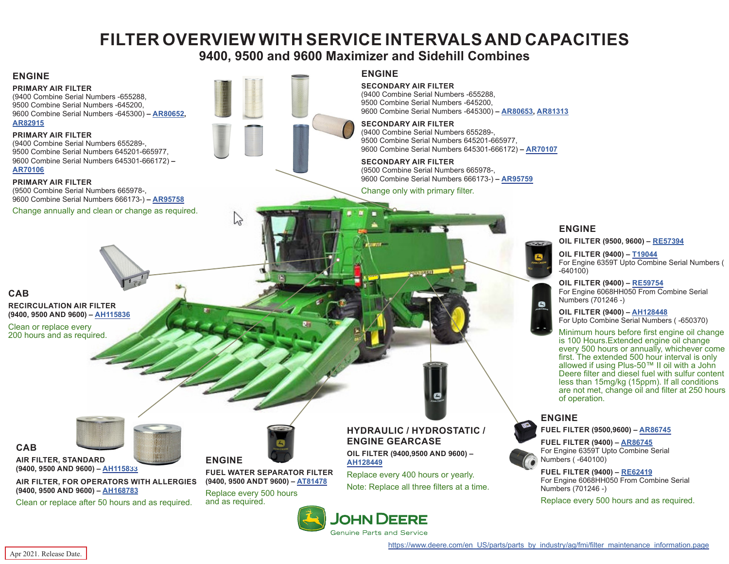# FILTER OVERVIEW WITH SERVICE INTERVALS AND CAPACITIES

## 9400, 9500 and 9600 Maximizer and Sidehill Combines

### ENGINE

**PRIMARY AIR FILTER**
(9400 Combine Serial Numbers -655288,
9500 Combine Serial Numbers -645200,
9600 Combine Serial Numbers -645300) – **AR80652, AR82915**

**PRIMARY AIR FILTER**
(9400 Combine Serial Numbers 655289-,
9500 Combine Serial Numbers 645201-665977,
9600 Combine Serial Numbers 645301-666172) – **AR70106**

**PRIMARY AIR FILTER**
(9500 Combine Serial Numbers 665978-,
9600 Combine Serial Numbers 666173-) – **AR95758**

Change annually and clean or change as required.

### ENGINE

**SECONDARY AIR FILTER**
(9400 Combine Serial Numbers -655288,
9500 Combine Serial Numbers -645200,
9600 Combine Serial Numbers -645300) – **AR80653, AR81313**

**SECONDARY AIR FILTER**
(9400 Combine Serial Numbers 655289-,
9500 Combine Serial Numbers 645201-665977,
9600 Combine Serial Numbers 645301-666172) – **AR70107**

**SECONDARY AIR FILTER**
(9500 Combine Serial Numbers 665978-,
9600 Combine Serial Numbers 666173-) – **AR95759**

Change only with primary filter.

### ENGINE

**OIL FILTER (9500, 9600) – RE57394**

**OIL FILTER (9400) – T19044**
For Engine 6359T Upto Combine Serial Numbers ( -640100)

**OIL FILTER (9400) – RE59754**
For Engine 6068HH050 From Combine Serial Numbers (701246 -)

**OIL FILTER (9400) – AH128448**
For Upto Combine Serial Numbers ( -650370)

Minimum hours before first engine oil change is 100 Hours.Extended engine oil change every 500 hours or annually, whichever come first. The extended 500 hour interval is only allowed if using Plus-50™ II oil with a John Deere filter and diesel fuel with sulfur content less than 15mg/kg (15ppm). If all conditions are not met, change oil and filter at 250 hours of operation.

### CAB

**RECIRCULATION AIR FILTER (9400, 9500 AND 9600) – AH115836**

Clean or replace every 200 hours and as required.

### CAB

**AIR FILTER, STANDARD (9400, 9500 AND 9600) – AH115833**

**AIR FILTER, FOR OPERATORS WITH ALLERGIES (9400, 9500 AND 9600) – AH168783**

Clean or replace after 50 hours and as required.

### ENGINE

**FUEL WATER SEPARATOR FILTER (9400, 9500 ANDT 9600) – AT81478**

Replace every 500 hours and as required.

### HYDRAULIC / HYDROSTATIC / ENGINE GEARCASE

**OIL FILTER (9400,9500 AND 9600) – AH128449**

Replace every 400 hours or yearly.

Note: Replace all three filters at a time.

### ENGINE

**FUEL FILTER (9500,9600) – AR86745**

**FUEL FILTER (9400) – AR86745**
For Engine 6359T Upto Combine Serial Numbers ( -640100)

**FUEL FILTER (9400) – RE62419**
For Engine 6068HH050 From Combine Serial Numbers (701246 -)

Replace every 500 hours and as required.

JOHN DEERE
Genuine Parts and Service

https://www.deere.com/en_US/parts/parts_by_industry/ag/fmi/filter_maintenance_information.page

Apr 2021. Release Date.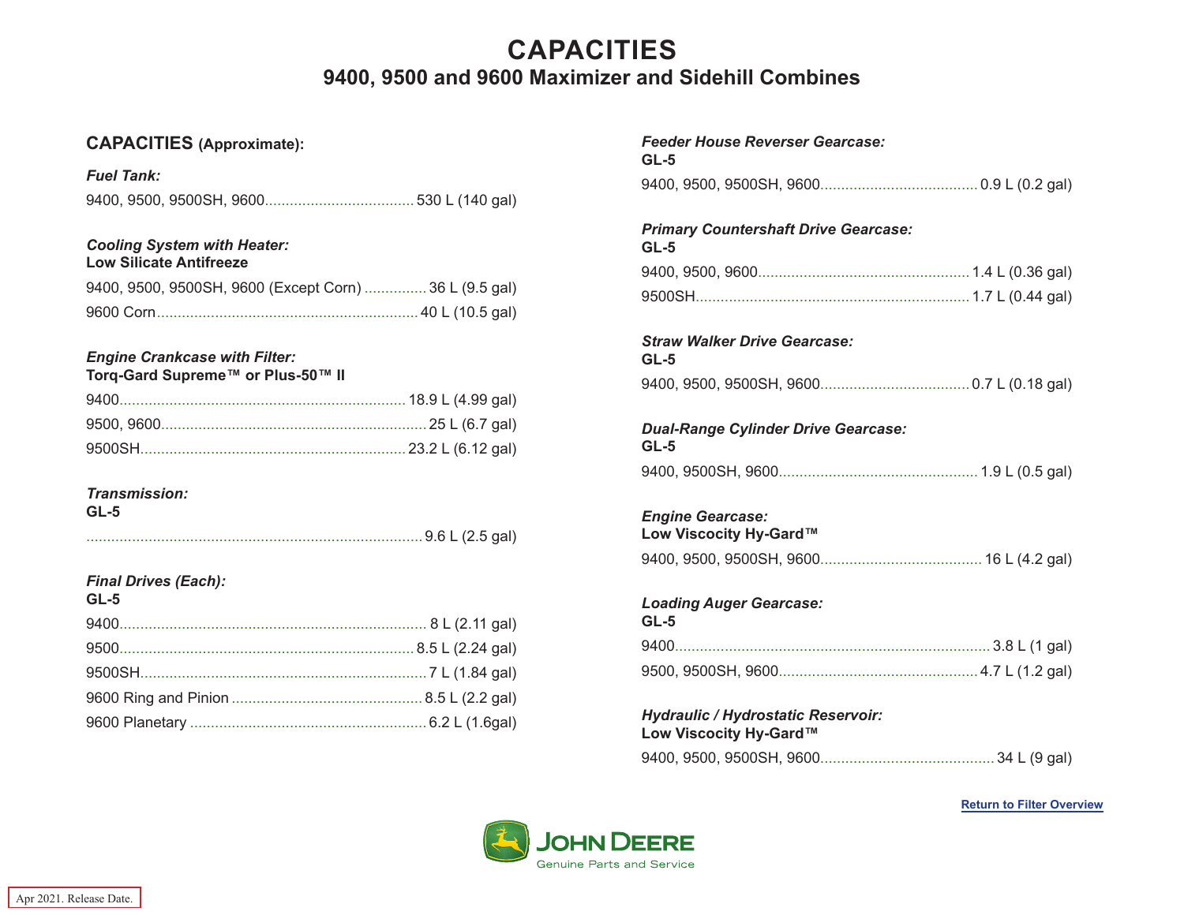# CAPACITIES

## 9400, 9500 and 9600 Maximizer and Sidehill Combines

### CAPACITIES (Approximate):

***Fuel Tank:***

9400, 9500, 9500SH, 9600 .................................... 530 L (140 gal)

***Cooling System with Heater:***
**Low Silicate Antifreeze**

9400, 9500, 9500SH, 9600 (Except Corn) ............... 36 L (9.5 gal)

9600 Corn ............................................................... 40 L (10.5 gal)

***Engine Crankcase with Filter:***
**Torq-Gard Supreme™ or Plus-50™ II**

9400 ..................................................................... 18.9 L (4.99 gal)

9500, 9600 ................................................................ 25 L (6.7 gal)

9500SH ................................................................ 23.2 L (6.12 gal)

***Transmission:***
**GL-5**

................................................................................. 9.6 L (2.5 gal)

***Final Drives (Each):***
**GL-5**

9400 .......................................................................... 8 L (2.11 gal)

9500 ....................................................................... 8.5 L (2.24 gal)

9500SH ..................................................................... 7 L (1.84 gal)

9600 Ring and Pinion .............................................. 8.5 L (2.2 gal)

9600 Planetary ......................................................... 6.2 L (1.6gal)

***Feeder House Reverser Gearcase:***
**GL-5**

9400, 9500, 9500SH, 9600 ...................................... 0.9 L (0.2 gal)

***Primary Countershaft Drive Gearcase:***
**GL-5**

9400, 9500, 9600 ................................................... 1.4 L (0.36 gal)

9500SH ................................................................. 1.7 L (0.44 gal)

***Straw Walker Drive Gearcase:***
**GL-5**

9400, 9500, 9500SH, 9600 .................................... 0.7 L (0.18 gal)

***Dual-Range Cylinder Drive Gearcase:***
**GL-5**

9400, 9500SH, 9600 ................................................ 1.9 L (0.5 gal)

***Engine Gearcase:***
**Low Viscocity Hy-Gard™**

9400, 9500, 9500SH, 9600 ....................................... 16 L (4.2 gal)

***Loading Auger Gearcase:***
**GL-5**

9400 ........................................................................... 3.8 L (1 gal)

9500, 9500SH, 9600 ................................................ 4.7 L (1.2 gal)

***Hydraulic / Hydrostatic Reservoir:***
**Low Viscocity Hy-Gard™**

9400, 9500, 9500SH, 9600 .......................................... 34 L (9 gal)

Return to Filter Overview

JOHN DEERE
Genuine Parts and Service

Apr 2021. Release Date.